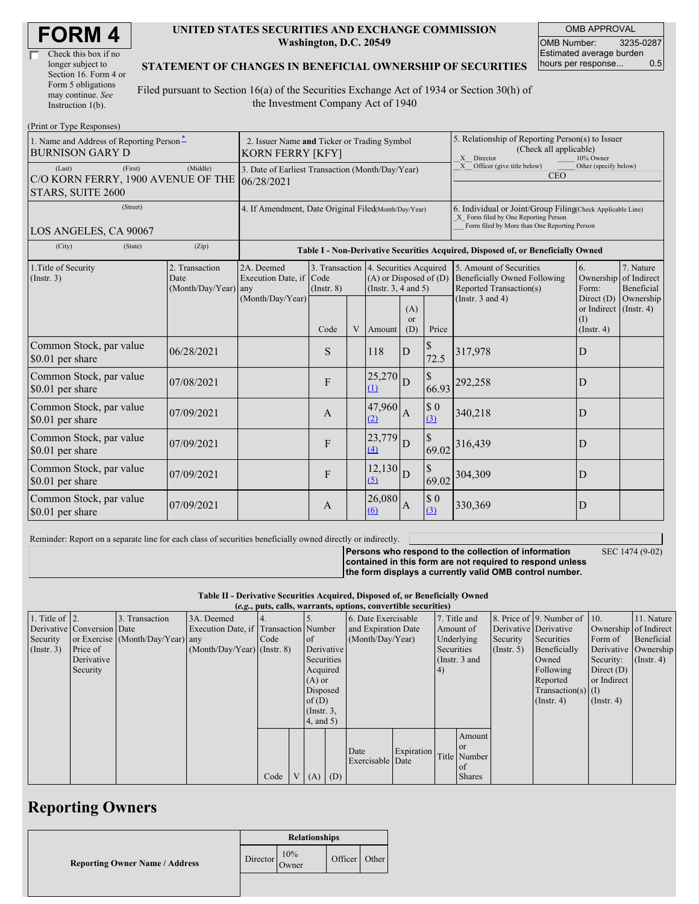# FORM 4

☐ Check this box if no longer subject to Section 16. Form 4 or Form 5 obligations may continue. *See* Instruction 1(b).

**UNITED STATES SECURITIES AND EXCHANGE COMMISSION**
**Washington, D.C. 20549**

**STATEMENT OF CHANGES IN BENEFICIAL OWNERSHIP OF SECURITIES**

Filed pursuant to Section 16(a) of the Securities Exchange Act of 1934 or Section 30(h) of the Investment Company Act of 1940

| OMB APPROVAL | |
|---|---|
| OMB Number: | 3235-0287 |
| Estimated average burden hours per response... | 0.5 |

(Print or Type Responses)

| 1. Name and Address of Reporting Person* | 2. Issuer Name and Ticker or Trading Symbol | 5. Relationship of Reporting Person(s) to Issuer (Check all applicable) |
|---|---|---|
| BURNISON GARY D | KORN FERRY [KFY] | X Director ___ 10% Owner |
| (Last) (First) (Middle) C/O KORN FERRY, 1900 AVENUE OF THE STARS, SUITE 2600 | 3. Date of Earliest Transaction (Month/Day/Year) 06/28/2021 | X Officer (give title below) ___ Other (specify below) CEO |
| (Street) LOS ANGELES, CA 90067 | 4. If Amendment, Date Original Filed (Month/Day/Year) | 6. Individual or Joint/Group Filing (Check Applicable Line) X Form filed by One Reporting Person ___ Form filed by More than One Reporting Person |
| (City) (State) (Zip) | | |

**Table I - Non-Derivative Securities Acquired, Disposed of, or Beneficially Owned**

| 1.Title of Security (Instr. 3) | 2. Transaction Date (Month/Day/Year) | 2A. Deemed Execution Date, if any (Month/Day/Year) | 3. Transaction Code (Instr. 8) Code | V | 4. Securities Acquired (A) or Disposed of (D) (Instr. 3, 4 and 5) Amount | (A) or (D) | Price | 5. Amount of Securities Beneficially Owned Following Reported Transaction(s) (Instr. 3 and 4) | 6. Ownership Form: Direct (D) or Indirect (I) (Instr. 4) | 7. Nature of Indirect Beneficial Ownership (Instr. 4) |
|---|---|---|---|---|---|---|---|---|---|---|
| Common Stock, par value $0.01 per share | 06/28/2021 | | S | | 118 | D | $ 72.5 | 317,978 | D | |
| Common Stock, par value $0.01 per share | 07/08/2021 | | F | | 25,270 (1) | D | $ 66.93 | 292,258 | D | |
| Common Stock, par value $0.01 per share | 07/09/2021 | | A | | 47,960 (2) | A | $ 0 (3) | 340,218 | D | |
| Common Stock, par value $0.01 per share | 07/09/2021 | | F | | 23,779 (4) | D | $ 69.02 | 316,439 | D | |
| Common Stock, par value $0.01 per share | 07/09/2021 | | F | | 12,130 (5) | D | $ 69.02 | 304,309 | D | |
| Common Stock, par value $0.01 per share | 07/09/2021 | | A | | 26,080 (6) | A | $ 0 (3) | 330,369 | D | |

Reminder: Report on a separate line for each class of securities beneficially owned directly or indirectly.

**Persons who respond to the collection of information contained in this form are not required to respond unless the form displays a currently valid OMB control number.** SEC 1474 (9-02)

**Table II - Derivative Securities Acquired, Disposed of, or Beneficially Owned**
***(e.g.*, puts, calls, warrants, options, convertible securities)**

| 1. Title of Derivative Security (Instr. 3) | 2. Conversion or Exercise Price of Derivative Security | 3. Transaction Date (Month/Day/Year) | 3A. Deemed Execution Date, if any (Month/Day/Year) | 4. Transaction Code (Instr. 8) Code | V | 5. Number of Derivative Securities Acquired (A) or Disposed of (D) (Instr. 3, 4, and 5) (A) | (D) | 6. Date Exercisable and Expiration Date (Month/Day/Year) Date Exercisable | Expiration Date | 7. Title and Amount of Underlying Securities (Instr. 3 and 4) Title | Amount or Number of Shares | 8. Price of Derivative Security (Instr. 5) | 9. Number of Derivative Securities Beneficially Owned Following Reported Transaction(s) (Instr. 4) | 10. Ownership Form of Derivative Security: Direct (D) or Indirect (I) (Instr. 4) | 11. Nature of Indirect Beneficial Ownership (Instr. 4) |
|---|---|---|---|---|---|---|---|---|---|---|---|---|---|---|---|

## Reporting Owners

| Reporting Owner Name / Address | Relationships | | | |
|---|---|---|---|---|
| | Director | 10% Owner | Officer | Other |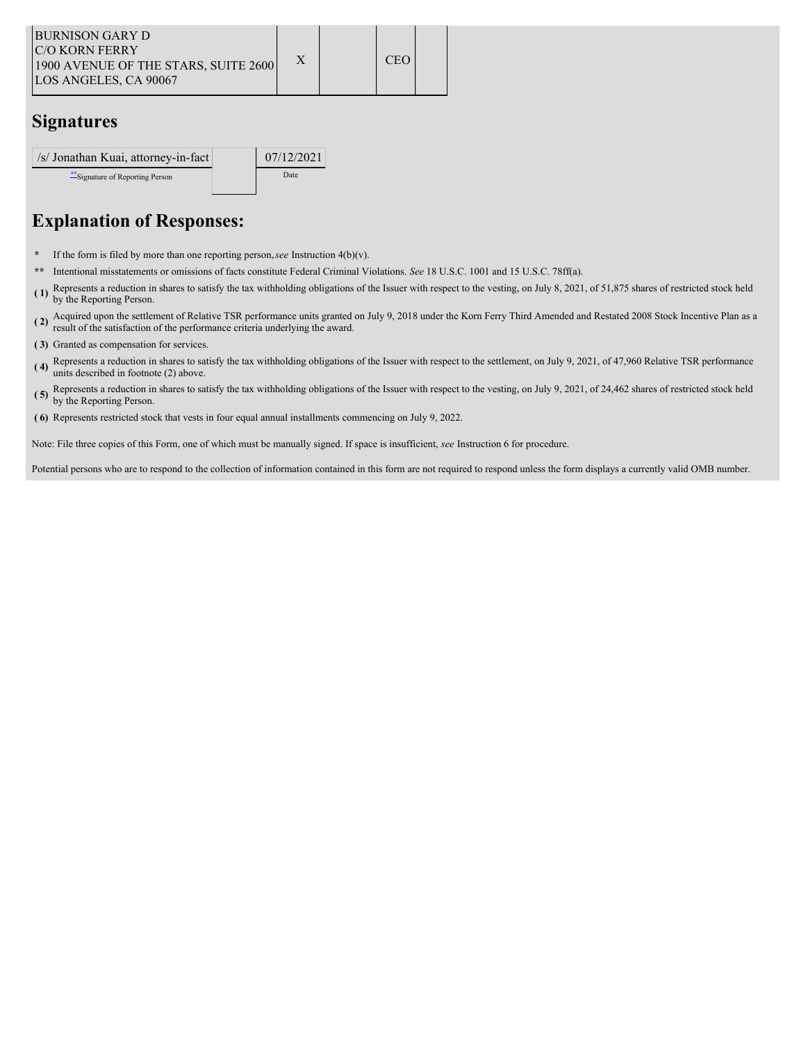| | | | | |
|---|---|---|---|---|
| BURNISON GARY D<br>C/O KORN FERRY<br>1900 AVENUE OF THE STARS, SUITE 2600<br>LOS ANGELES, CA 90067 | X | | CEO | |

## Signatures

| | | |
|---|---|---|
| /s/ Jonathan Kuai, attorney-in-fact | | 07/12/2021 |
| ** Signature of Reporting Person | | Date |

## Explanation of Responses:

- \* If the form is filed by more than one reporting person, *see* Instruction 4(b)(v).
- \*\* Intentional misstatements or omissions of facts constitute Federal Criminal Violations. *See* 18 U.S.C. 1001 and 15 U.S.C. 78ff(a).
- **( 1)** Represents a reduction in shares to satisfy the tax withholding obligations of the Issuer with respect to the vesting, on July 8, 2021, of 51,875 shares of restricted stock held by the Reporting Person.
- **( 2)** Acquired upon the settlement of Relative TSR performance units granted on July 9, 2018 under the Korn Ferry Third Amended and Restated 2008 Stock Incentive Plan as a result of the satisfaction of the performance criteria underlying the award.
- **( 3)** Granted as compensation for services.
- **( 4)** Represents a reduction in shares to satisfy the tax withholding obligations of the Issuer with respect to the settlement, on July 9, 2021, of 47,960 Relative TSR performance units described in footnote (2) above.
- **( 5)** Represents a reduction in shares to satisfy the tax withholding obligations of the Issuer with respect to the vesting, on July 9, 2021, of 24,462 shares of restricted stock held by the Reporting Person.
- **( 6)** Represents restricted stock that vests in four equal annual installments commencing on July 9, 2022.

Note: File three copies of this Form, one of which must be manually signed. If space is insufficient, *see* Instruction 6 for procedure.

Potential persons who are to respond to the collection of information contained in this form are not required to respond unless the form displays a currently valid OMB number.